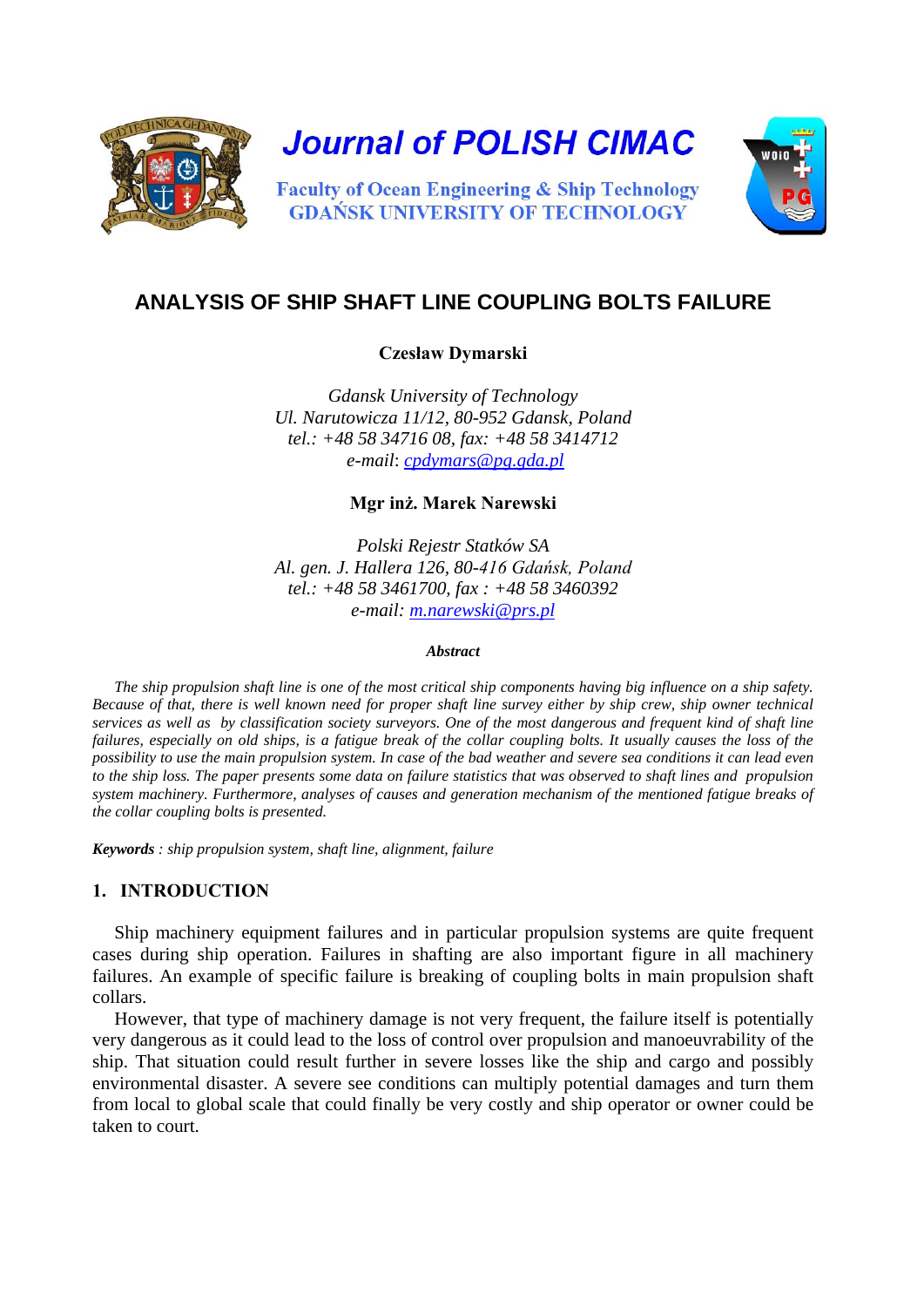Journal of POLISH CIMAC

Faculty of Ocean Engineering & Ship Technology
GDAŃSK UNIVERSITY OF TECHNOLOGY

# ANALYSIS OF SHIP SHAFT LINE COUPLING BOLTS FAILURE

**Czesław Dymarski**

*Gdansk University of Technology*
*Ul. Narutowicza 11/12, 80-952 Gdansk, Poland*
*tel.: +48 58 34716 08, fax: +48 58 3414712*
*e-mail: cpdymars@pg.gda.pl*

**Mgr inż. Marek Narewski**

*Polski Rejestr Statków SA*
*Al. gen. J. Hallera 126, 80-416 Gdańsk, Poland*
*tel.: +48 58 3461700, fax : +48 58 3460392*
*e-mail: m.narewski@prs.pl*

***Abstract***

*The ship propulsion shaft line is one of the most critical ship components having big influence on a ship safety. Because of that, there is well known need for proper shaft line survey either by ship crew, ship owner technical services as well as by classification society surveyors. One of the most dangerous and frequent kind of shaft line failures, especially on old ships, is a fatigue break of the collar coupling bolts. It usually causes the loss of the possibility to use the main propulsion system. In case of the bad weather and severe sea conditions it can lead even to the ship loss. The paper presents some data on failure statistics that was observed to shaft lines and propulsion system machinery. Furthermore, analyses of causes and generation mechanism of the mentioned fatigue breaks of the collar coupling bolts is presented.*

***Keywords** : ship propulsion system, shaft line, alignment, failure*

## 1. INTRODUCTION

Ship machinery equipment failures and in particular propulsion systems are quite frequent cases during ship operation. Failures in shafting are also important figure in all machinery failures. An example of specific failure is breaking of coupling bolts in main propulsion shaft collars.

However, that type of machinery damage is not very frequent, the failure itself is potentially very dangerous as it could lead to the loss of control over propulsion and manoeuvrability of the ship. That situation could result further in severe losses like the ship and cargo and possibly environmental disaster. A severe see conditions can multiply potential damages and turn them from local to global scale that could finally be very costly and ship operator or owner could be taken to court.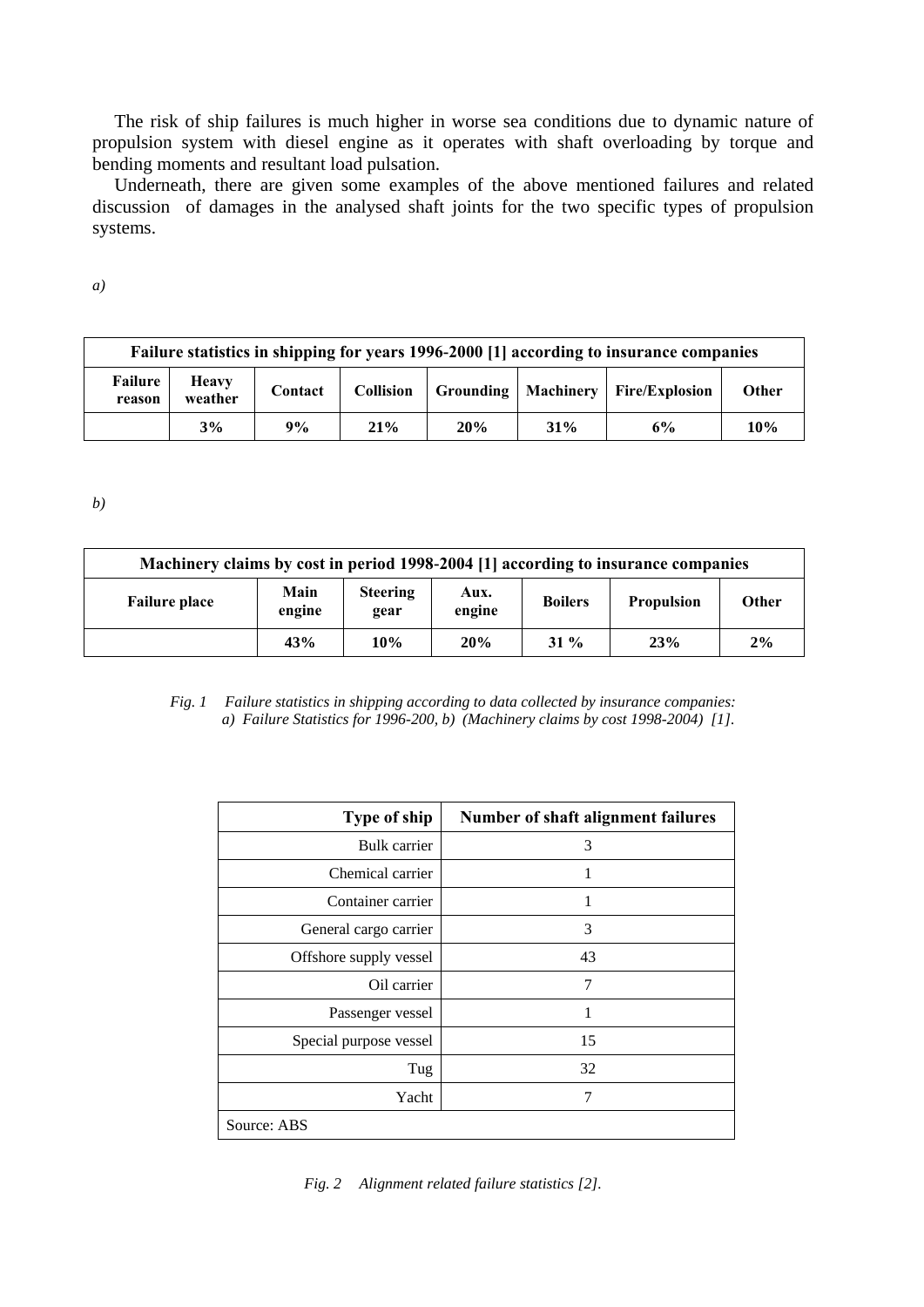The risk of ship failures is much higher in worse sea conditions due to dynamic nature of propulsion system with diesel engine as it operates with shaft overloading by torque and bending moments and resultant load pulsation.

Underneath, there are given some examples of the above mentioned failures and related discussion of damages in the analysed shaft joints for the two specific types of propulsion systems.

*a)*

| Failure statistics in shipping for years 1996-2000 [1] according to insurance companies | | | | | | | |
|---|---|---|---|---|---|---|---|
| **Failure reason** | **Heavy weather** | **Contact** | **Collision** | **Grounding** | **Machinery** | **Fire/Explosion** | **Other** |
| | **3%** | **9%** | **21%** | **20%** | **31%** | **6%** | **10%** |

*b)*

| Machinery claims by cost in period 1998-2004 [1] according to insurance companies | | | | | | |
|---|---|---|---|---|---|---|
| **Failure place** | **Main engine** | **Steering gear** | **Aux. engine** | **Boilers** | **Propulsion** | **Other** |
| | **43%** | **10%** | **20%** | **31 %** | **23%** | **2%** |

*Fig. 1 Failure statistics in shipping according to data collected by insurance companies: a) Failure Statistics for 1996-200, b) (Machinery claims by cost 1998-2004) [1].*

| Type of ship | Number of shaft alignment failures |
|---|---|
| Bulk carrier | 3 |
| Chemical carrier | 1 |
| Container carrier | 1 |
| General cargo carrier | 3 |
| Offshore supply vessel | 43 |
| Oil carrier | 7 |
| Passenger vessel | 1 |
| Special purpose vessel | 15 |
| Tug | 32 |
| Yacht | 7 |
| Source: ABS | |

*Fig. 2 Alignment related failure statistics [2].*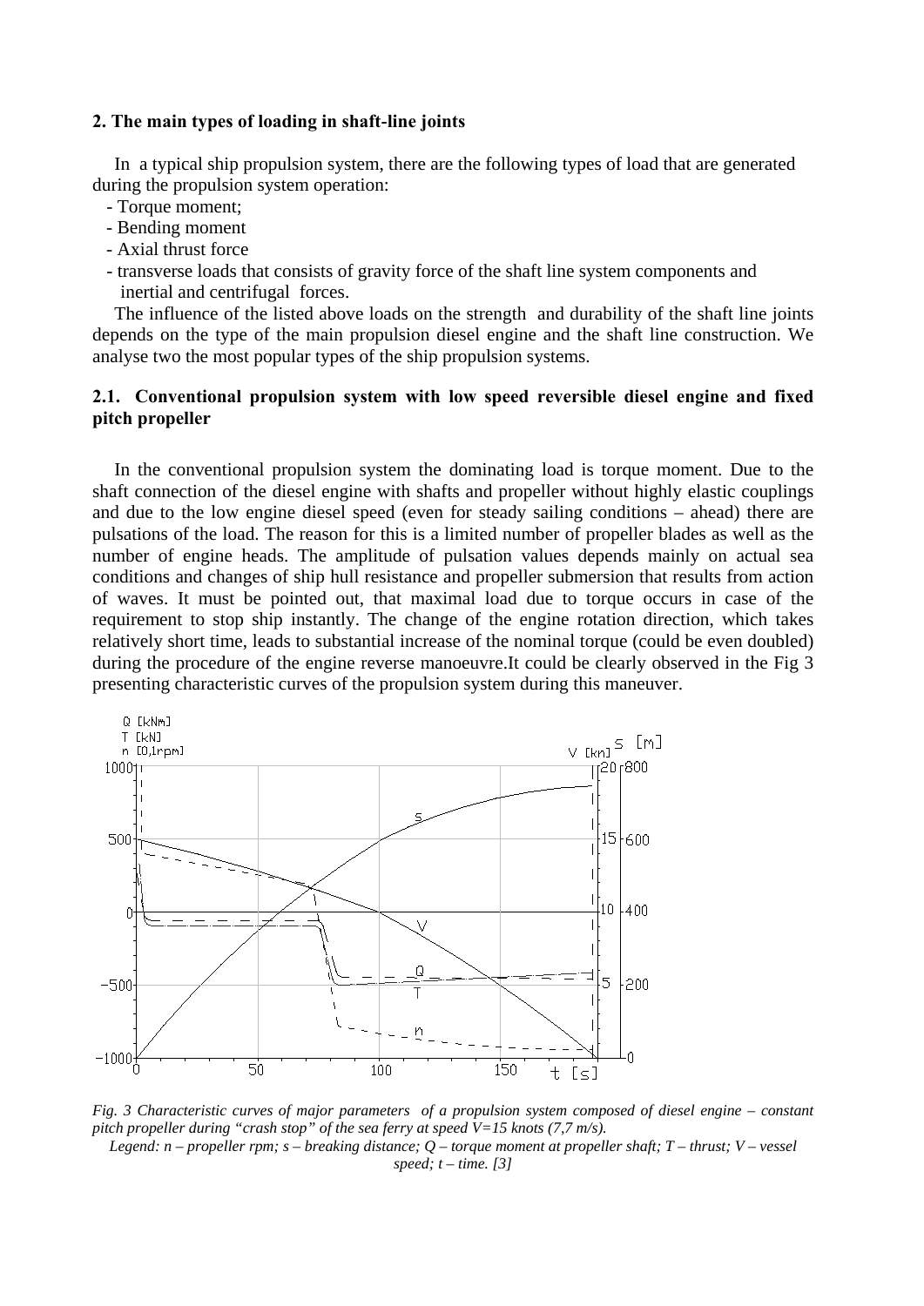## 2. The main types of loading in shaft-line joints

In a typical ship propulsion system, there are the following types of load that are generated during the propulsion system operation:

- Torque moment;
- Bending moment
- Axial thrust force
- transverse loads that consists of gravity force of the shaft line system components and inertial and centrifugal forces.

The influence of the listed above loads on the strength and durability of the shaft line joints depends on the type of the main propulsion diesel engine and the shaft line construction. We analyse two the most popular types of the ship propulsion systems.

### 2.1. Conventional propulsion system with low speed reversible diesel engine and fixed pitch propeller

In the conventional propulsion system the dominating load is torque moment. Due to the shaft connection of the diesel engine with shafts and propeller without highly elastic couplings and due to the low engine diesel speed (even for steady sailing conditions – ahead) there are pulsations of the load. The reason for this is a limited number of propeller blades as well as the number of engine heads. The amplitude of pulsation values depends mainly on actual sea conditions and changes of ship hull resistance and propeller submersion that results from action of waves. It must be pointed out, that maximal load due to torque occurs in case of the requirement to stop ship instantly. The change of the engine rotation direction, which takes relatively short time, leads to substantial increase of the nominal torque (could be even doubled) during the procedure of the engine reverse manoeuvre.It could be clearly observed in the Fig 3 presenting characteristic curves of the propulsion system during this maneuver.

*Fig. 3 Characteristic curves of major parameters of a propulsion system composed of diesel engine – constant pitch propeller during "crash stop" of the sea ferry at speed V=15 knots (7,7 m/s).*

*Legend: n – propeller rpm; s – breaking distance; Q – torque moment at propeller shaft; T – thrust; V – vessel speed; t – time. [3]*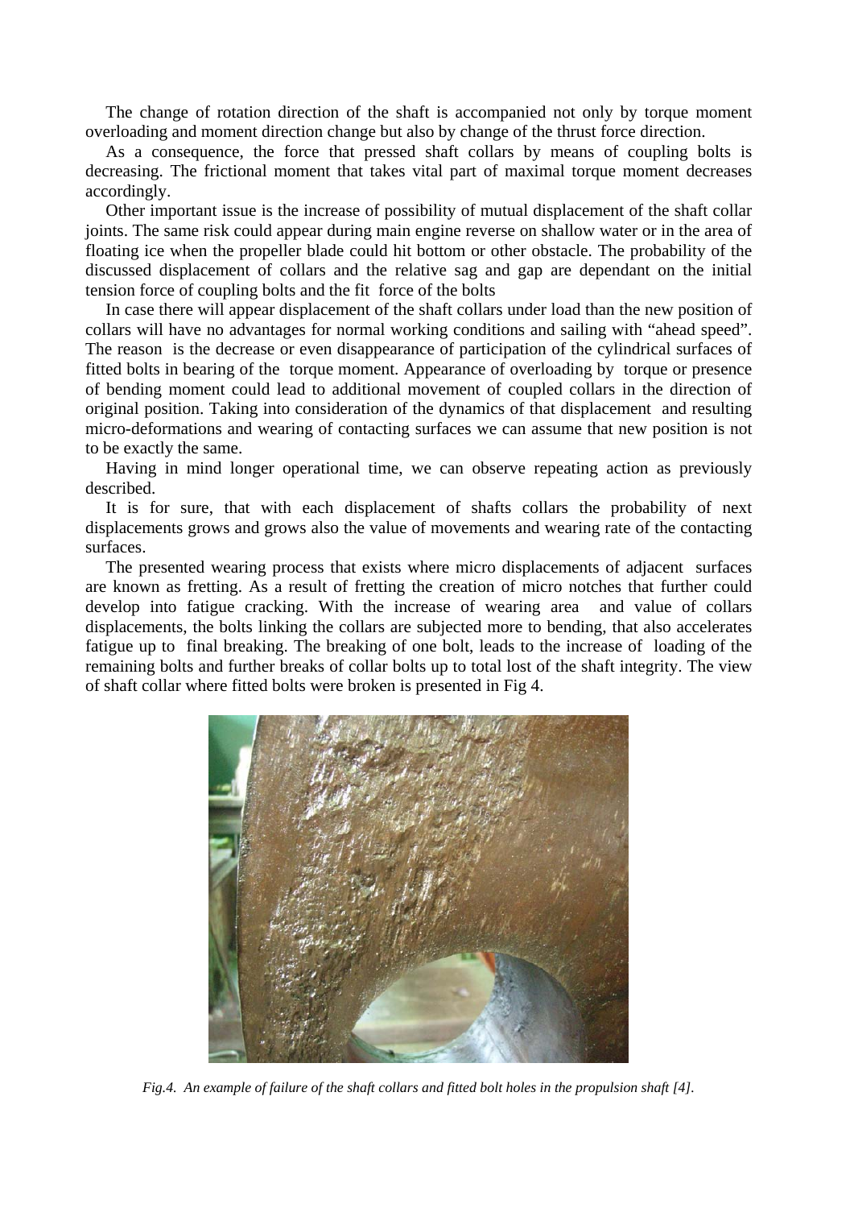The change of rotation direction of the shaft is accompanied not only by torque moment overloading and moment direction change but also by change of the thrust force direction.

As a consequence, the force that pressed shaft collars by means of coupling bolts is decreasing. The frictional moment that takes vital part of maximal torque moment decreases accordingly.

Other important issue is the increase of possibility of mutual displacement of the shaft collar joints. The same risk could appear during main engine reverse on shallow water or in the area of floating ice when the propeller blade could hit bottom or other obstacle. The probability of the discussed displacement of collars and the relative sag and gap are dependant on the initial tension force of coupling bolts and the fit force of the bolts

In case there will appear displacement of the shaft collars under load than the new position of collars will have no advantages for normal working conditions and sailing with "ahead speed". The reason is the decrease or even disappearance of participation of the cylindrical surfaces of fitted bolts in bearing of the torque moment. Appearance of overloading by torque or presence of bending moment could lead to additional movement of coupled collars in the direction of original position. Taking into consideration of the dynamics of that displacement and resulting micro-deformations and wearing of contacting surfaces we can assume that new position is not to be exactly the same.

Having in mind longer operational time, we can observe repeating action as previously described.

It is for sure, that with each displacement of shafts collars the probability of next displacements grows and grows also the value of movements and wearing rate of the contacting surfaces.

The presented wearing process that exists where micro displacements of adjacent surfaces are known as fretting. As a result of fretting the creation of micro notches that further could develop into fatigue cracking. With the increase of wearing area and value of collars displacements, the bolts linking the collars are subjected more to bending, that also accelerates fatigue up to final breaking. The breaking of one bolt, leads to the increase of loading of the remaining bolts and further breaks of collar bolts up to total lost of the shaft integrity. The view of shaft collar where fitted bolts were broken is presented in Fig 4.

*Fig.4. An example of failure of the shaft collars and fitted bolt holes in the propulsion shaft [4].*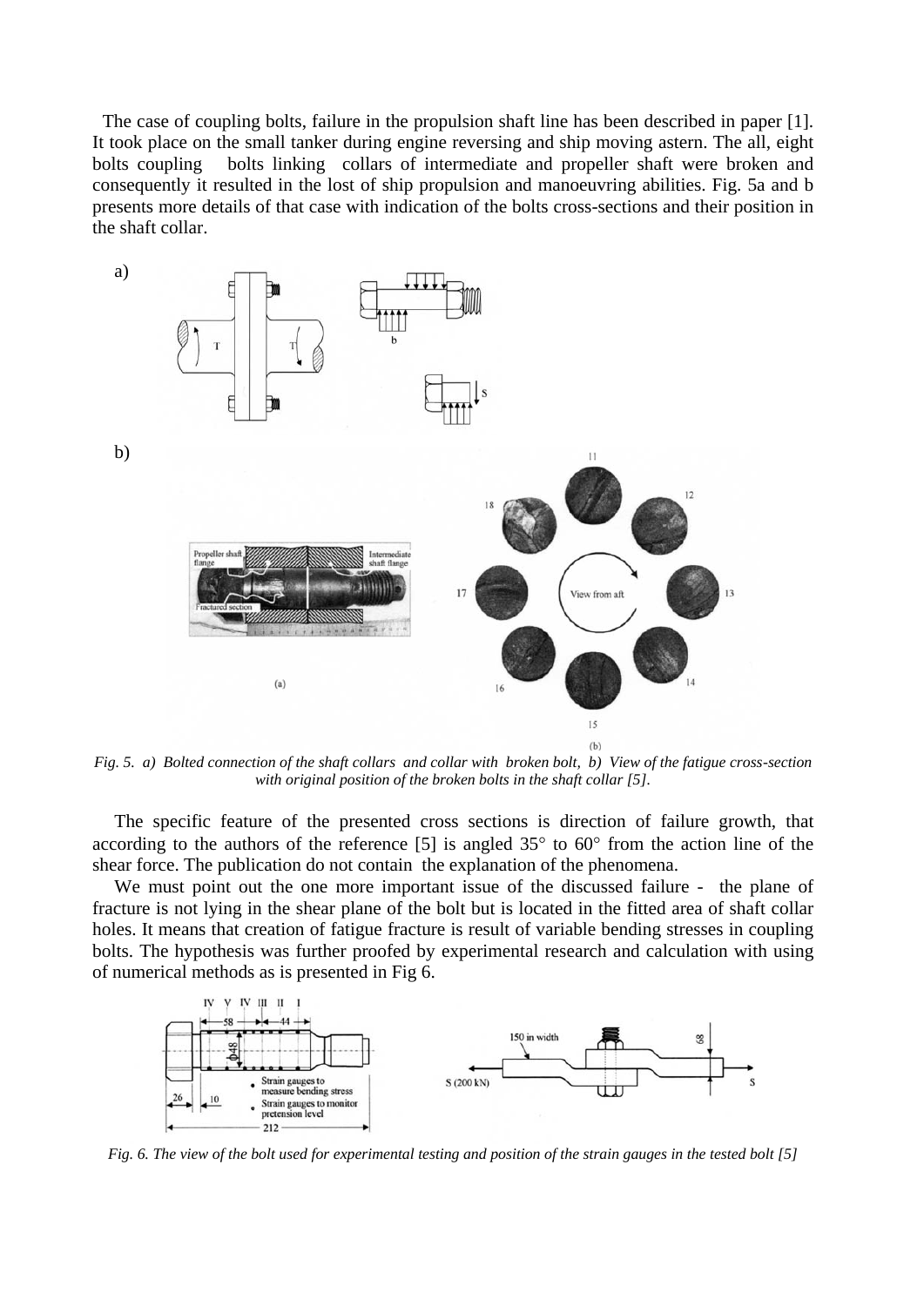The case of coupling bolts, failure in the propulsion shaft line has been described in paper [1]. It took place on the small tanker during engine reversing and ship moving astern. The all, eight bolts coupling bolts linking collars of intermediate and propeller shaft were broken and consequently it resulted in the lost of ship propulsion and manoeuvring abilities. Fig. 5a and b presents more details of that case with indication of the bolts cross-sections and their position in the shaft collar.

*Fig. 5. a) Bolted connection of the shaft collars and collar with broken bolt, b) View of the fatigue cross-section with original position of the broken bolts in the shaft collar [5].*

The specific feature of the presented cross sections is direction of failure growth, that according to the authors of the reference [5] is angled 35° to 60° from the action line of the shear force. The publication do not contain the explanation of the phenomena.

We must point out the one more important issue of the discussed failure - the plane of fracture is not lying in the shear plane of the bolt but is located in the fitted area of shaft collar holes. It means that creation of fatigue fracture is result of variable bending stresses in coupling bolts. The hypothesis was further proofed by experimental research and calculation with using of numerical methods as is presented in Fig 6.

*Fig. 6. The view of the bolt used for experimental testing and position of the strain gauges in the tested bolt [5]*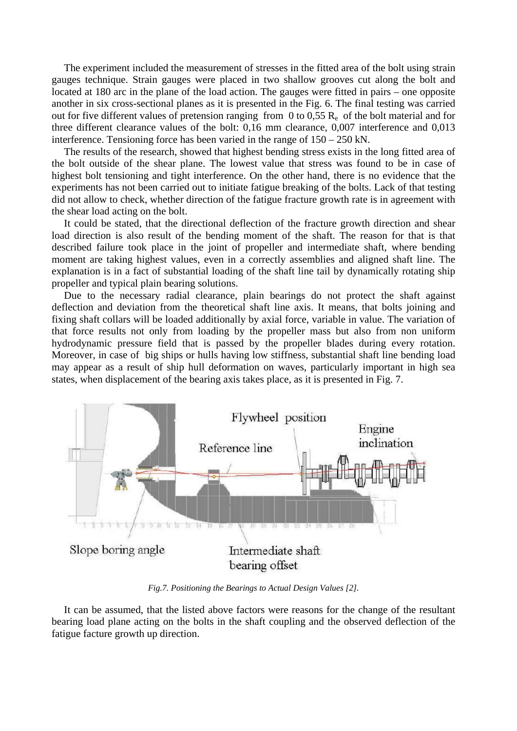The experiment included the measurement of stresses in the fitted area of the bolt using strain gauges technique. Strain gauges were placed in two shallow grooves cut along the bolt and located at 180 arc in the plane of the load action. The gauges were fitted in pairs – one opposite another in six cross-sectional planes as it is presented in the Fig. 6. The final testing was carried out for five different values of pretension ranging from 0 to 0,55 $R_e$ of the bolt material and for three different clearance values of the bolt: 0,16 mm clearance, 0,007 interference and 0,013 interference. Tensioning force has been varied in the range of 150 – 250 kN.

The results of the research, showed that highest bending stress exists in the long fitted area of the bolt outside of the shear plane. The lowest value that stress was found to be in case of highest bolt tensioning and tight interference. On the other hand, there is no evidence that the experiments has not been carried out to initiate fatigue breaking of the bolts. Lack of that testing did not allow to check, whether direction of the fatigue fracture growth rate is in agreement with the shear load acting on the bolt.

It could be stated, that the directional deflection of the fracture growth direction and shear load direction is also result of the bending moment of the shaft. The reason for that is that described failure took place in the joint of propeller and intermediate shaft, where bending moment are taking highest values, even in a correctly assemblies and aligned shaft line. The explanation is in a fact of substantial loading of the shaft line tail by dynamically rotating ship propeller and typical plain bearing solutions.

Due to the necessary radial clearance, plain bearings do not protect the shaft against deflection and deviation from the theoretical shaft line axis. It means, that bolts joining and fixing shaft collars will be loaded additionally by axial force, variable in value. The variation of that force results not only from loading by the propeller mass but also from non uniform hydrodynamic pressure field that is passed by the propeller blades during every rotation. Moreover, in case of big ships or hulls having low stiffness, substantial shaft line bending load may appear as a result of ship hull deformation on waves, particularly important in high sea states, when displacement of the bearing axis takes place, as it is presented in Fig. 7.

*Fig.7. Positioning the Bearings to Actual Design Values [2].*

It can be assumed, that the listed above factors were reasons for the change of the resultant bearing load plane acting on the bolts in the shaft coupling and the observed deflection of the fatigue facture growth up direction.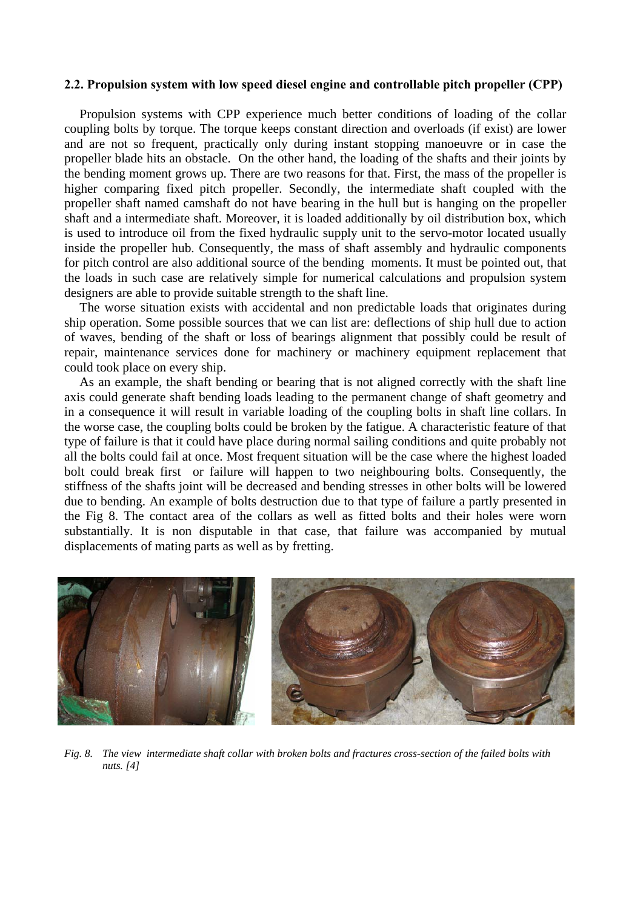## 2.2. Propulsion system with low speed diesel engine and controllable pitch propeller (CPP)

Propulsion systems with CPP experience much better conditions of loading of the collar coupling bolts by torque. The torque keeps constant direction and overloads (if exist) are lower and are not so frequent, practically only during instant stopping manoeuvre or in case the propeller blade hits an obstacle. On the other hand, the loading of the shafts and their joints by the bending moment grows up. There are two reasons for that. First, the mass of the propeller is higher comparing fixed pitch propeller. Secondly, the intermediate shaft coupled with the propeller shaft named camshaft do not have bearing in the hull but is hanging on the propeller shaft and a intermediate shaft. Moreover, it is loaded additionally by oil distribution box, which is used to introduce oil from the fixed hydraulic supply unit to the servo-motor located usually inside the propeller hub. Consequently, the mass of shaft assembly and hydraulic components for pitch control are also additional source of the bending moments. It must be pointed out, that the loads in such case are relatively simple for numerical calculations and propulsion system designers are able to provide suitable strength to the shaft line.

The worse situation exists with accidental and non predictable loads that originates during ship operation. Some possible sources that we can list are: deflections of ship hull due to action of waves, bending of the shaft or loss of bearings alignment that possibly could be result of repair, maintenance services done for machinery or machinery equipment replacement that could took place on every ship.

As an example, the shaft bending or bearing that is not aligned correctly with the shaft line axis could generate shaft bending loads leading to the permanent change of shaft geometry and in a consequence it will result in variable loading of the coupling bolts in shaft line collars. In the worse case, the coupling bolts could be broken by the fatigue. A characteristic feature of that type of failure is that it could have place during normal sailing conditions and quite probably not all the bolts could fail at once. Most frequent situation will be the case where the highest loaded bolt could break first or failure will happen to two neighbouring bolts. Consequently, the stiffness of the shafts joint will be decreased and bending stresses in other bolts will be lowered due to bending. An example of bolts destruction due to that type of failure a partly presented in the Fig 8. The contact area of the collars as well as fitted bolts and their holes were worn substantially. It is non disputable in that case, that failure was accompanied by mutual displacements of mating parts as well as by fretting.

*Fig. 8. The view intermediate shaft collar with broken bolts and fractures cross-section of the failed bolts with nuts. [4]*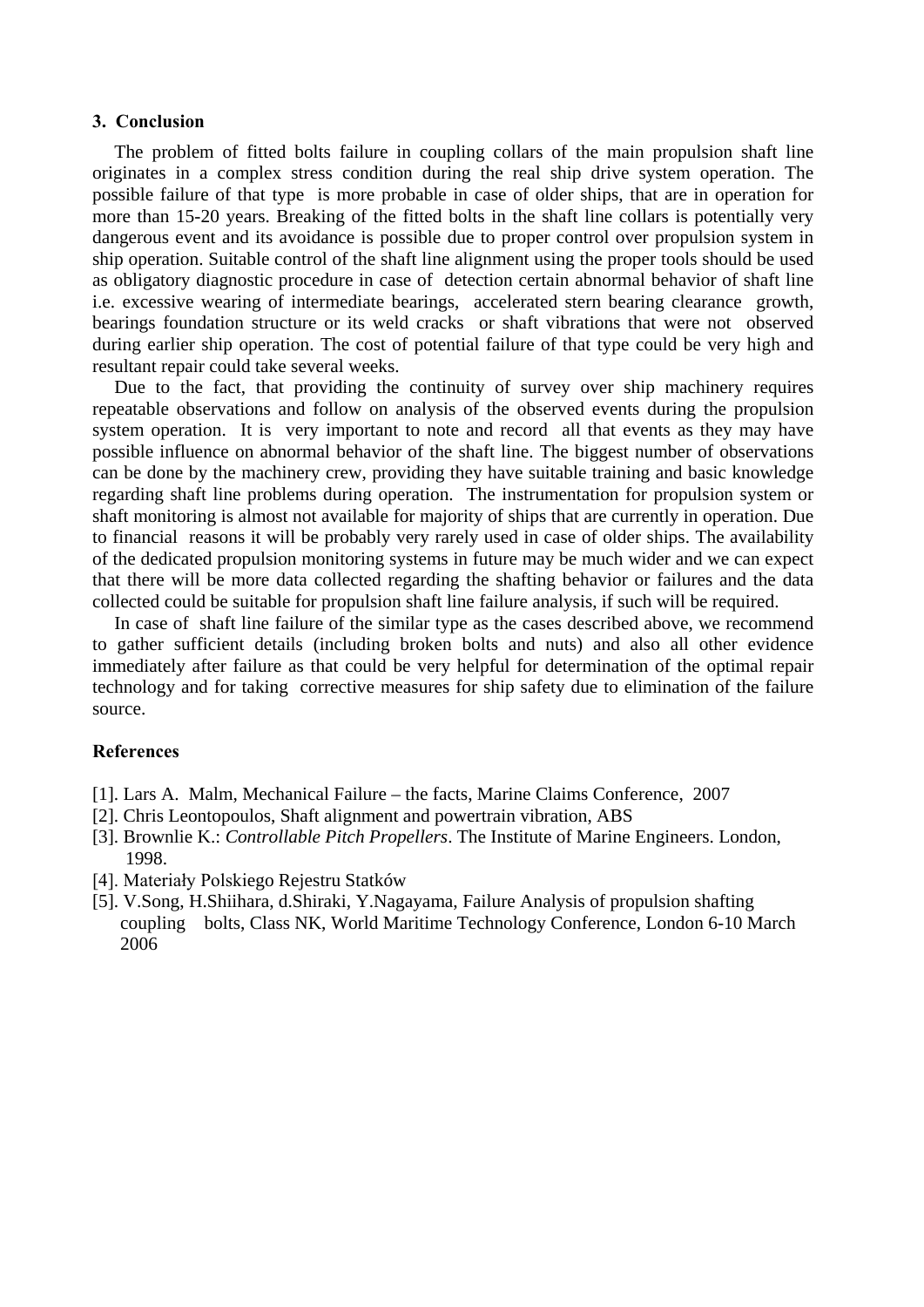## 3. Conclusion

The problem of fitted bolts failure in coupling collars of the main propulsion shaft line originates in a complex stress condition during the real ship drive system operation. The possible failure of that type is more probable in case of older ships, that are in operation for more than 15-20 years. Breaking of the fitted bolts in the shaft line collars is potentially very dangerous event and its avoidance is possible due to proper control over propulsion system in ship operation. Suitable control of the shaft line alignment using the proper tools should be used as obligatory diagnostic procedure in case of detection certain abnormal behavior of shaft line i.e. excessive wearing of intermediate bearings, accelerated stern bearing clearance growth, bearings foundation structure or its weld cracks or shaft vibrations that were not observed during earlier ship operation. The cost of potential failure of that type could be very high and resultant repair could take several weeks.

Due to the fact, that providing the continuity of survey over ship machinery requires repeatable observations and follow on analysis of the observed events during the propulsion system operation. It is very important to note and record all that events as they may have possible influence on abnormal behavior of the shaft line. The biggest number of observations can be done by the machinery crew, providing they have suitable training and basic knowledge regarding shaft line problems during operation. The instrumentation for propulsion system or shaft monitoring is almost not available for majority of ships that are currently in operation. Due to financial reasons it will be probably very rarely used in case of older ships. The availability of the dedicated propulsion monitoring systems in future may be much wider and we can expect that there will be more data collected regarding the shafting behavior or failures and the data collected could be suitable for propulsion shaft line failure analysis, if such will be required.

In case of shaft line failure of the similar type as the cases described above, we recommend to gather sufficient details (including broken bolts and nuts) and also all other evidence immediately after failure as that could be very helpful for determination of the optimal repair technology and for taking corrective measures for ship safety due to elimination of the failure source.

## References

[1]. Lars A. Malm, Mechanical Failure – the facts, Marine Claims Conference, 2007

[2]. Chris Leontopoulos, Shaft alignment and powertrain vibration, ABS

[3]. Brownlie K.: *Controllable Pitch Propellers*. The Institute of Marine Engineers. London, 1998.

[4]. Materiały Polskiego Rejestru Statków

[5]. V.Song, H.Shiihara, d.Shiraki, Y.Nagayama, Failure Analysis of propulsion shafting coupling bolts, Class NK, World Maritime Technology Conference, London 6-10 March 2006